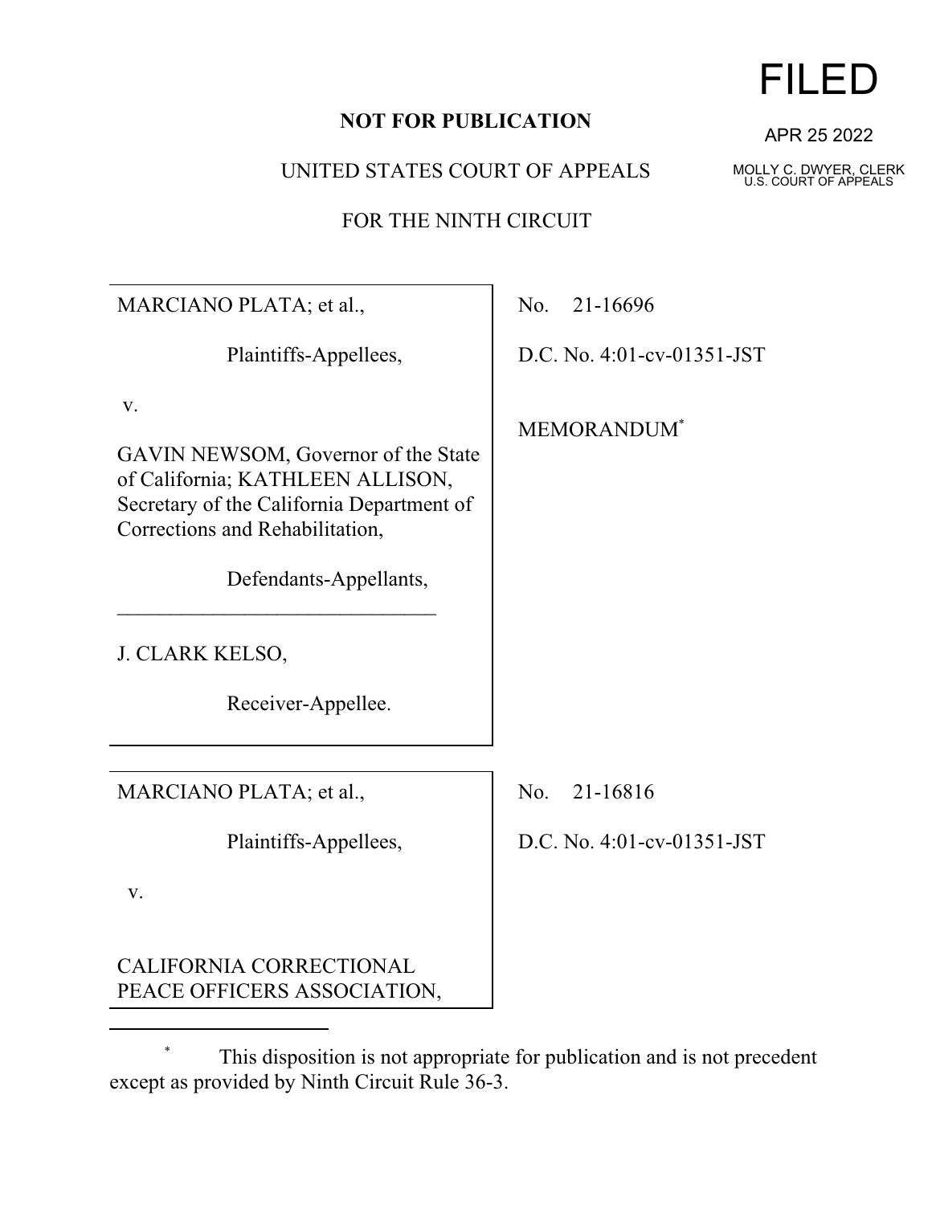**NOT FOR PUBLICATION**

UNITED STATES COURT OF APPEALS

FOR THE NINTH CIRCUIT

FILED

APR 25 2022

MOLLY C. DWYER, CLERK
U.S. COURT OF APPEALS

MARCIANO PLATA; et al.,

Plaintiffs-Appellees,

v.

GAVIN NEWSOM, Governor of the State of California; KATHLEEN ALLISON, Secretary of the California Department of Corrections and Rehabilitation,

Defendants-Appellants,

______________________________

J. CLARK KELSO,

Receiver-Appellee.

No. 21-16696

D.C. No. 4:01-cv-01351-JST

MEMORANDUM*

MARCIANO PLATA; et al.,

Plaintiffs-Appellees,

v.

CALIFORNIA CORRECTIONAL PEACE OFFICERS ASSOCIATION,

No. 21-16816

D.C. No. 4:01-cv-01351-JST

---

\* This disposition is not appropriate for publication and is not precedent except as provided by Ninth Circuit Rule 36-3.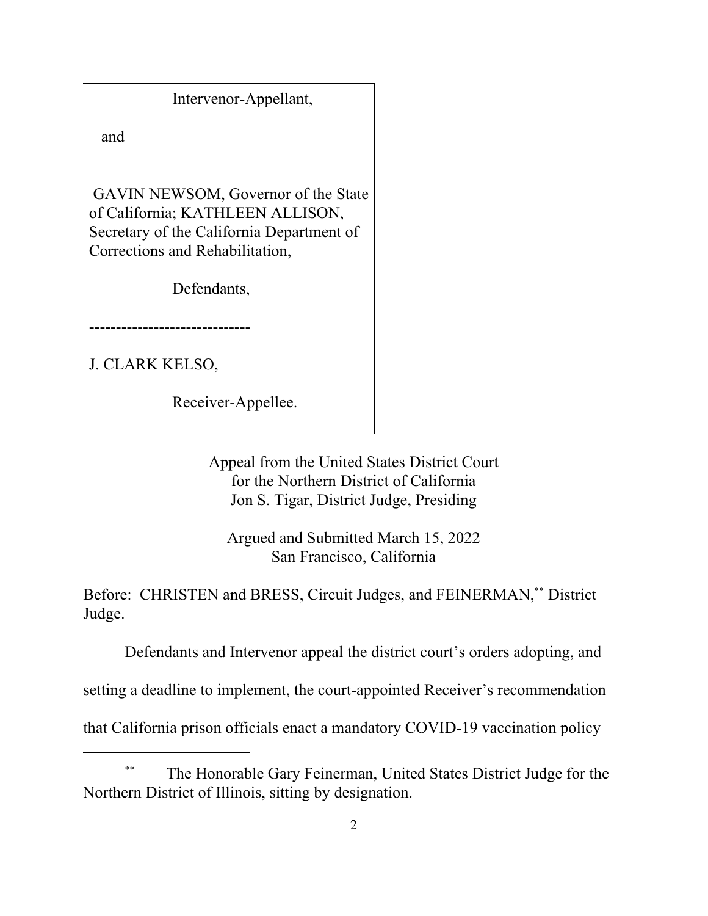Intervenor-Appellant,

and

GAVIN NEWSOM, Governor of the State of California; KATHLEEN ALLISON, Secretary of the California Department of Corrections and Rehabilitation,

Defendants,

------------------------------

J. CLARK KELSO,

Receiver-Appellee.

Appeal from the United States District Court
for the Northern District of California
Jon S. Tigar, District Judge, Presiding

Argued and Submitted March 15, 2022
San Francisco, California

Before: CHRISTEN and BRESS, Circuit Judges, and FEINERMAN,[**] District Judge.

Defendants and Intervenor appeal the district court's orders adopting, and setting a deadline to implement, the court-appointed Receiver's recommendation that California prison officials enact a mandatory COVID-19 vaccination policy

[**] The Honorable Gary Feinerman, United States District Judge for the Northern District of Illinois, sitting by designation.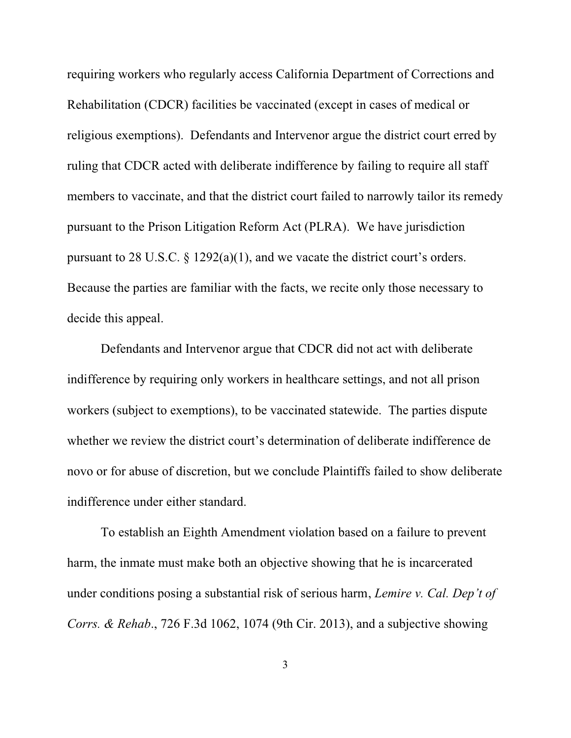requiring workers who regularly access California Department of Corrections and Rehabilitation (CDCR) facilities be vaccinated (except in cases of medical or religious exemptions). Defendants and Intervenor argue the district court erred by ruling that CDCR acted with deliberate indifference by failing to require all staff members to vaccinate, and that the district court failed to narrowly tailor its remedy pursuant to the Prison Litigation Reform Act (PLRA). We have jurisdiction pursuant to 28 U.S.C. § 1292(a)(1), and we vacate the district court's orders. Because the parties are familiar with the facts, we recite only those necessary to decide this appeal.

Defendants and Intervenor argue that CDCR did not act with deliberate indifference by requiring only workers in healthcare settings, and not all prison workers (subject to exemptions), to be vaccinated statewide. The parties dispute whether we review the district court's determination of deliberate indifference de novo or for abuse of discretion, but we conclude Plaintiffs failed to show deliberate indifference under either standard.

To establish an Eighth Amendment violation based on a failure to prevent harm, the inmate must make both an objective showing that he is incarcerated under conditions posing a substantial risk of serious harm, *Lemire v. Cal. Dep't of Corrs. & Rehab*., 726 F.3d 1062, 1074 (9th Cir. 2013), and a subjective showing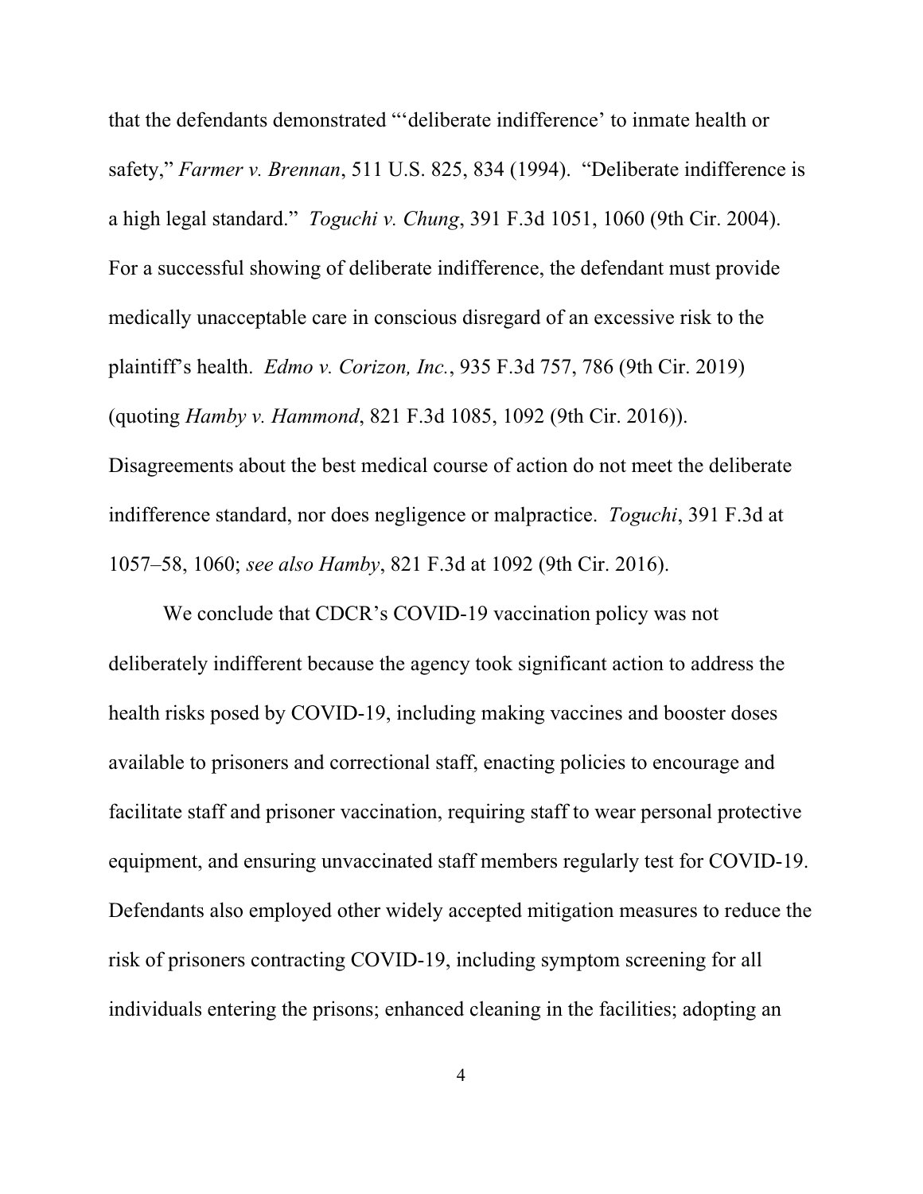that the defendants demonstrated "'deliberate indifference' to inmate health or safety," *Farmer v. Brennan*, 511 U.S. 825, 834 (1994). "Deliberate indifference is a high legal standard." *Toguchi v. Chung*, 391 F.3d 1051, 1060 (9th Cir. 2004). For a successful showing of deliberate indifference, the defendant must provide medically unacceptable care in conscious disregard of an excessive risk to the plaintiff's health. *Edmo v. Corizon, Inc.*, 935 F.3d 757, 786 (9th Cir. 2019) (quoting *Hamby v. Hammond*, 821 F.3d 1085, 1092 (9th Cir. 2016)). Disagreements about the best medical course of action do not meet the deliberate indifference standard, nor does negligence or malpractice. *Toguchi*, 391 F.3d at 1057–58, 1060; *see also Hamby*, 821 F.3d at 1092 (9th Cir. 2016).

We conclude that CDCR's COVID-19 vaccination policy was not deliberately indifferent because the agency took significant action to address the health risks posed by COVID-19, including making vaccines and booster doses available to prisoners and correctional staff, enacting policies to encourage and facilitate staff and prisoner vaccination, requiring staff to wear personal protective equipment, and ensuring unvaccinated staff members regularly test for COVID-19. Defendants also employed other widely accepted mitigation measures to reduce the risk of prisoners contracting COVID-19, including symptom screening for all individuals entering the prisons; enhanced cleaning in the facilities; adopting an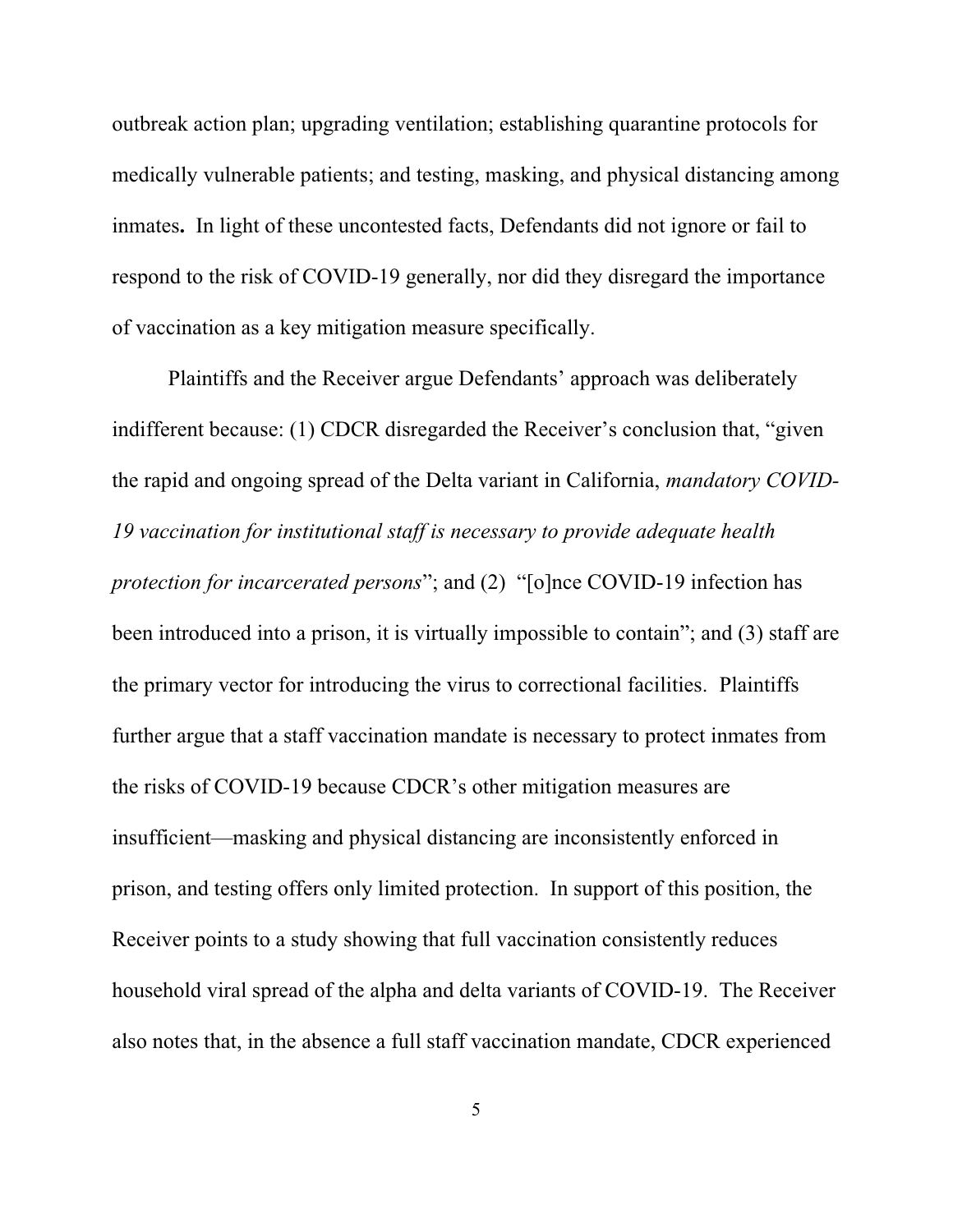outbreak action plan; upgrading ventilation; establishing quarantine protocols for medically vulnerable patients; and testing, masking, and physical distancing among inmates**.** In light of these uncontested facts, Defendants did not ignore or fail to respond to the risk of COVID-19 generally, nor did they disregard the importance of vaccination as a key mitigation measure specifically.

Plaintiffs and the Receiver argue Defendants' approach was deliberately indifferent because: (1) CDCR disregarded the Receiver's conclusion that, "given the rapid and ongoing spread of the Delta variant in California, *mandatory COVID-19 vaccination for institutional staff is necessary to provide adequate health protection for incarcerated persons*"; and (2) "[o]nce COVID-19 infection has been introduced into a prison, it is virtually impossible to contain"; and (3) staff are the primary vector for introducing the virus to correctional facilities. Plaintiffs further argue that a staff vaccination mandate is necessary to protect inmates from the risks of COVID-19 because CDCR's other mitigation measures are insufficient—masking and physical distancing are inconsistently enforced in prison, and testing offers only limited protection. In support of this position, the Receiver points to a study showing that full vaccination consistently reduces household viral spread of the alpha and delta variants of COVID-19. The Receiver also notes that, in the absence a full staff vaccination mandate, CDCR experienced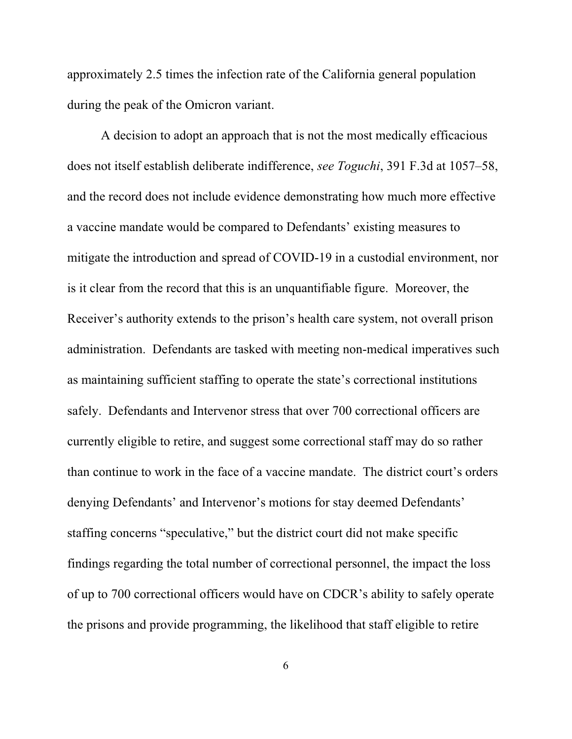approximately 2.5 times the infection rate of the California general population during the peak of the Omicron variant.

A decision to adopt an approach that is not the most medically efficacious does not itself establish deliberate indifference, *see Toguchi*, 391 F.3d at 1057–58, and the record does not include evidence demonstrating how much more effective a vaccine mandate would be compared to Defendants' existing measures to mitigate the introduction and spread of COVID-19 in a custodial environment, nor is it clear from the record that this is an unquantifiable figure. Moreover, the Receiver's authority extends to the prison's health care system, not overall prison administration. Defendants are tasked with meeting non-medical imperatives such as maintaining sufficient staffing to operate the state's correctional institutions safely. Defendants and Intervenor stress that over 700 correctional officers are currently eligible to retire, and suggest some correctional staff may do so rather than continue to work in the face of a vaccine mandate. The district court's orders denying Defendants' and Intervenor's motions for stay deemed Defendants' staffing concerns "speculative," but the district court did not make specific findings regarding the total number of correctional personnel, the impact the loss of up to 700 correctional officers would have on CDCR's ability to safely operate the prisons and provide programming, the likelihood that staff eligible to retire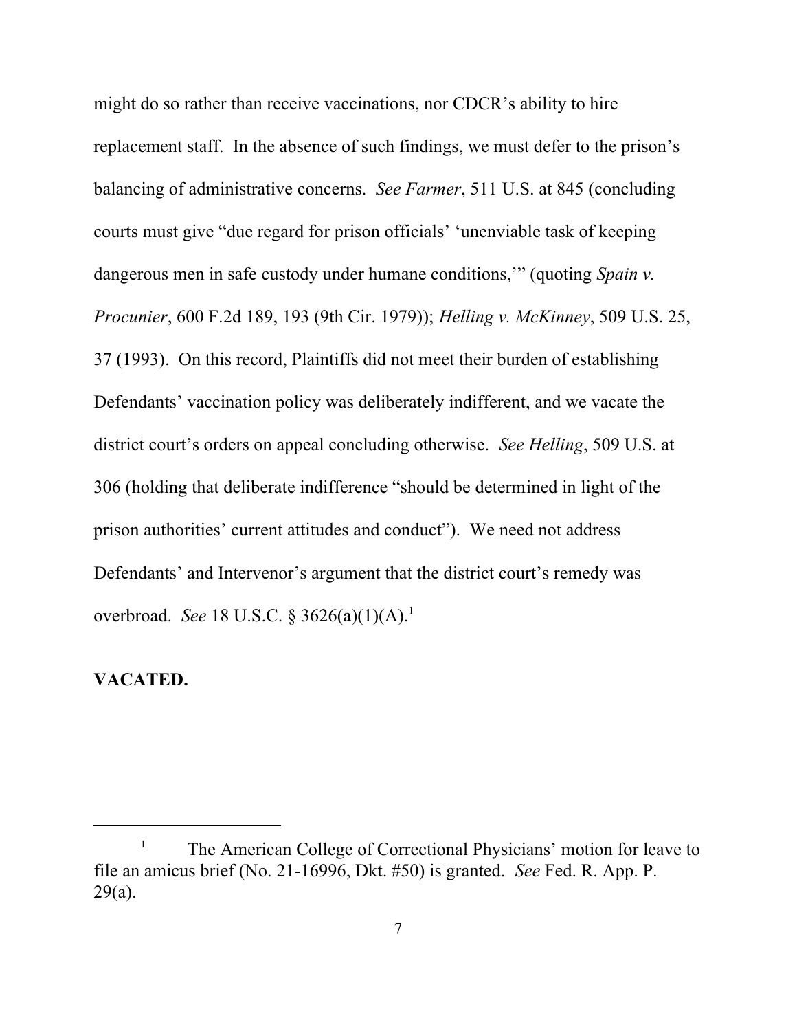might do so rather than receive vaccinations, nor CDCR's ability to hire replacement staff. In the absence of such findings, we must defer to the prison's balancing of administrative concerns. *See Farmer*, 511 U.S. at 845 (concluding courts must give "due regard for prison officials' 'unenviable task of keeping dangerous men in safe custody under humane conditions,'" (quoting *Spain v. Procunier*, 600 F.2d 189, 193 (9th Cir. 1979)); *Helling v. McKinney*, 509 U.S. 25, 37 (1993). On this record, Plaintiffs did not meet their burden of establishing Defendants' vaccination policy was deliberately indifferent, and we vacate the district court's orders on appeal concluding otherwise. *See Helling*, 509 U.S. at 306 (holding that deliberate indifference "should be determined in light of the prison authorities' current attitudes and conduct"). We need not address Defendants' and Intervenor's argument that the district court's remedy was overbroad. *See* 18 U.S.C. § 3626(a)(1)(A).[1]

**VACATED.**

---

[1] The American College of Correctional Physicians' motion for leave to file an amicus brief (No. 21-16996, Dkt. #50) is granted. *See* Fed. R. App. P. 29(a).